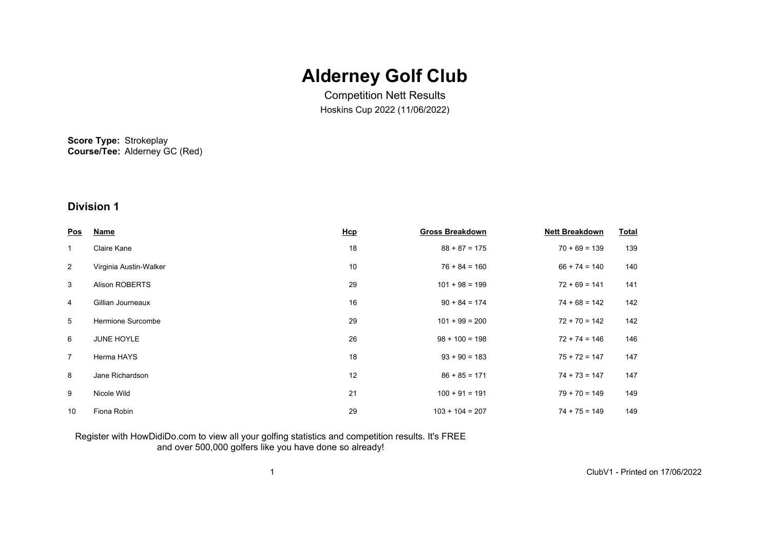# Alderney Golf Club

Competition Nett Results

Hoskins Cup 2022 (11/06/2022)

**Score Type:** Strokeplay
**Course/Tee:** Alderney GC (Red)

## Division 1

| Pos | Name | Hcp | Gross Breakdown | Nett Breakdown | Total |
|---|---|---|---|---|---|
| 1 | Claire Kane | 18 | 88 + 87 = 175 | 70 + 69 = 139 | 139 |
| 2 | Virginia Austin-Walker | 10 | 76 + 84 = 160 | 66 + 74 = 140 | 140 |
| 3 | Alison ROBERTS | 29 | 101 + 98 = 199 | 72 + 69 = 141 | 141 |
| 4 | Gillian Journeaux | 16 | 90 + 84 = 174 | 74 + 68 = 142 | 142 |
| 5 | Hermione Surcombe | 29 | 101 + 99 = 200 | 72 + 70 = 142 | 142 |
| 6 | JUNE HOYLE | 26 | 98 + 100 = 198 | 72 + 74 = 146 | 146 |
| 7 | Herma HAYS | 18 | 93 + 90 = 183 | 75 + 72 = 147 | 147 |
| 8 | Jane Richardson | 12 | 86 + 85 = 171 | 74 + 73 = 147 | 147 |
| 9 | Nicole Wild | 21 | 100 + 91 = 191 | 79 + 70 = 149 | 149 |
| 10 | Fiona Robin | 29 | 103 + 104 = 207 | 74 + 75 = 149 | 149 |

Register with HowDidiDo.com to view all your golfing statistics and competition results. It's FREE and over 500,000 golfers like you have done so already!

ClubV1 - Printed on 17/06/2022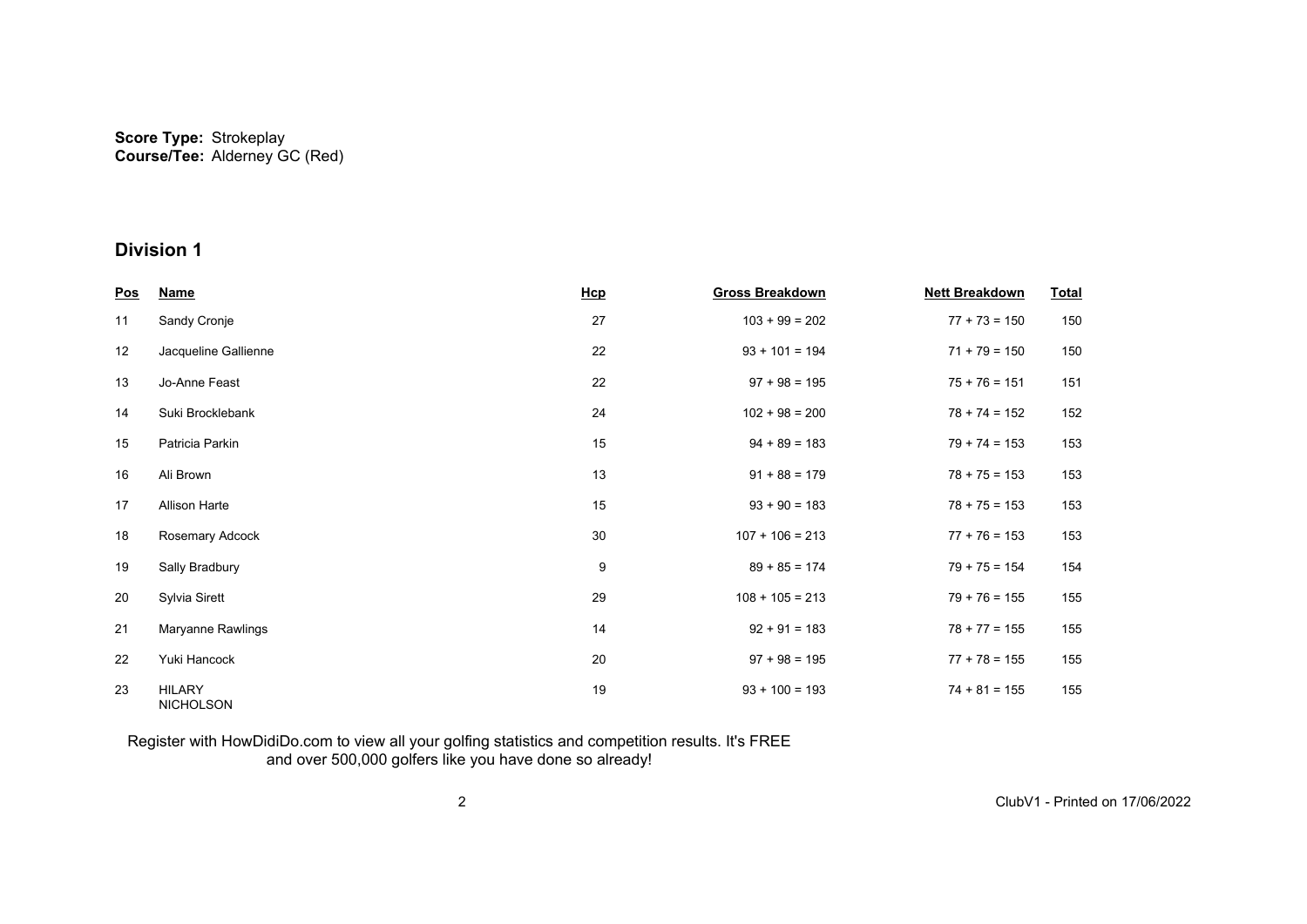**Score Type:** Strokeplay
**Course/Tee:** Alderney GC (Red)

## Division 1

| Pos | Name | Hcp | Gross Breakdown | Nett Breakdown | Total |
|---|---|---|---|---|---|
| 11 | Sandy Cronje | 27 | 103 + 99 = 202 | 77 + 73 = 150 | 150 |
| 12 | Jacqueline Gallienne | 22 | 93 + 101 = 194 | 71 + 79 = 150 | 150 |
| 13 | Jo-Anne Feast | 22 | 97 + 98 = 195 | 75 + 76 = 151 | 151 |
| 14 | Suki Brocklebank | 24 | 102 + 98 = 200 | 78 + 74 = 152 | 152 |
| 15 | Patricia Parkin | 15 | 94 + 89 = 183 | 79 + 74 = 153 | 153 |
| 16 | Ali Brown | 13 | 91 + 88 = 179 | 78 + 75 = 153 | 153 |
| 17 | Allison Harte | 15 | 93 + 90 = 183 | 78 + 75 = 153 | 153 |
| 18 | Rosemary Adcock | 30 | 107 + 106 = 213 | 77 + 76 = 153 | 153 |
| 19 | Sally Bradbury | 9 | 89 + 85 = 174 | 79 + 75 = 154 | 154 |
| 20 | Sylvia Sirett | 29 | 108 + 105 = 213 | 79 + 76 = 155 | 155 |
| 21 | Maryanne Rawlings | 14 | 92 + 91 = 183 | 78 + 77 = 155 | 155 |
| 22 | Yuki Hancock | 20 | 97 + 98 = 195 | 77 + 78 = 155 | 155 |
| 23 | HILARY NICHOLSON | 19 | 93 + 100 = 193 | 74 + 81 = 155 | 155 |

Register with HowDidiDo.com to view all your golfing statistics and competition results. It's FREE and over 500,000 golfers like you have done so already!

ClubV1 - Printed on 17/06/2022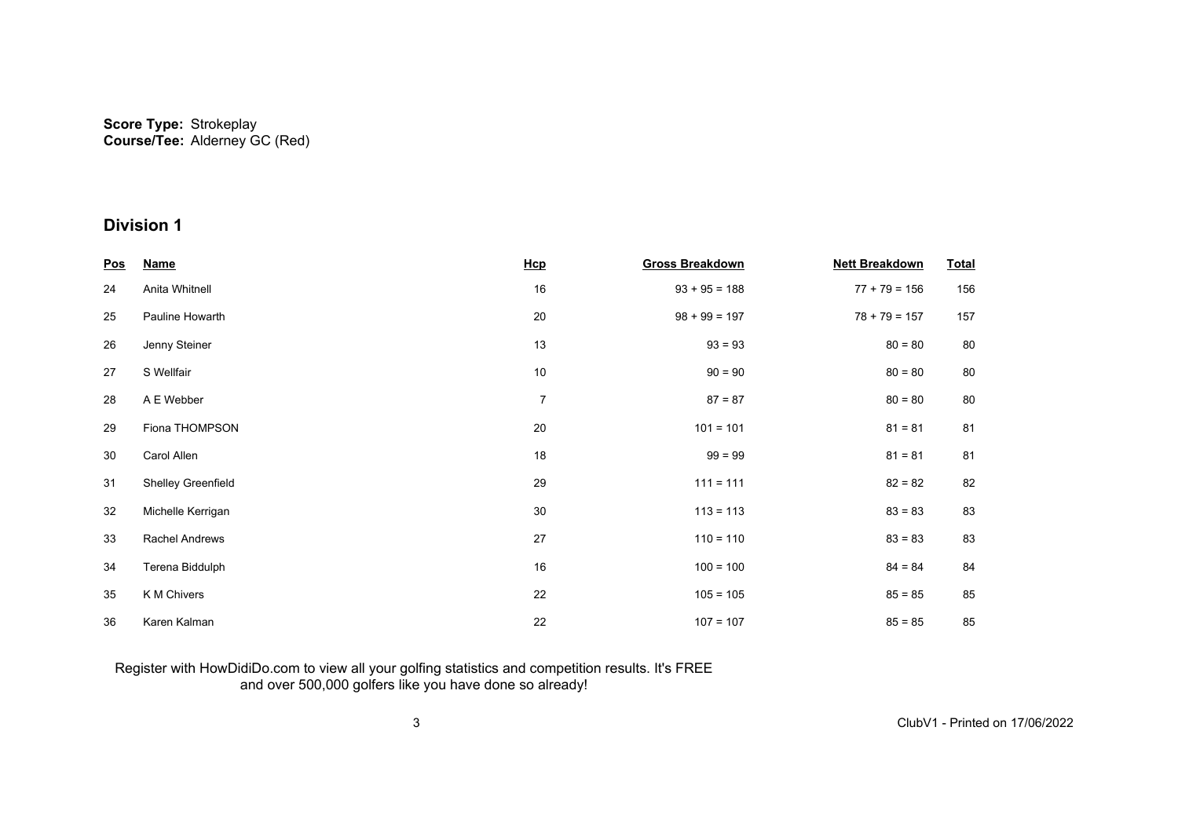**Score Type:** Strokeplay
**Course/Tee:** Alderney GC (Red)

## Division 1

| Pos | Name | Hcp | Gross Breakdown | Nett Breakdown | Total |
|---|---|---|---|---|---|
| 24 | Anita Whitnell | 16 | 93 + 95 = 188 | 77 + 79 = 156 | 156 |
| 25 | Pauline Howarth | 20 | 98 + 99 = 197 | 78 + 79 = 157 | 157 |
| 26 | Jenny Steiner | 13 | 93 = 93 | 80 = 80 | 80 |
| 27 | S Wellfair | 10 | 90 = 90 | 80 = 80 | 80 |
| 28 | A E Webber | 7 | 87 = 87 | 80 = 80 | 80 |
| 29 | Fiona THOMPSON | 20 | 101 = 101 | 81 = 81 | 81 |
| 30 | Carol Allen | 18 | 99 = 99 | 81 = 81 | 81 |
| 31 | Shelley Greenfield | 29 | 111 = 111 | 82 = 82 | 82 |
| 32 | Michelle Kerrigan | 30 | 113 = 113 | 83 = 83 | 83 |
| 33 | Rachel Andrews | 27 | 110 = 110 | 83 = 83 | 83 |
| 34 | Terena Biddulph | 16 | 100 = 100 | 84 = 84 | 84 |
| 35 | K M Chivers | 22 | 105 = 105 | 85 = 85 | 85 |
| 36 | Karen Kalman | 22 | 107 = 107 | 85 = 85 | 85 |

Register with HowDidiDo.com to view all your golfing statistics and competition results. It's FREE and over 500,000 golfers like you have done so already!

ClubV1 - Printed on 17/06/2022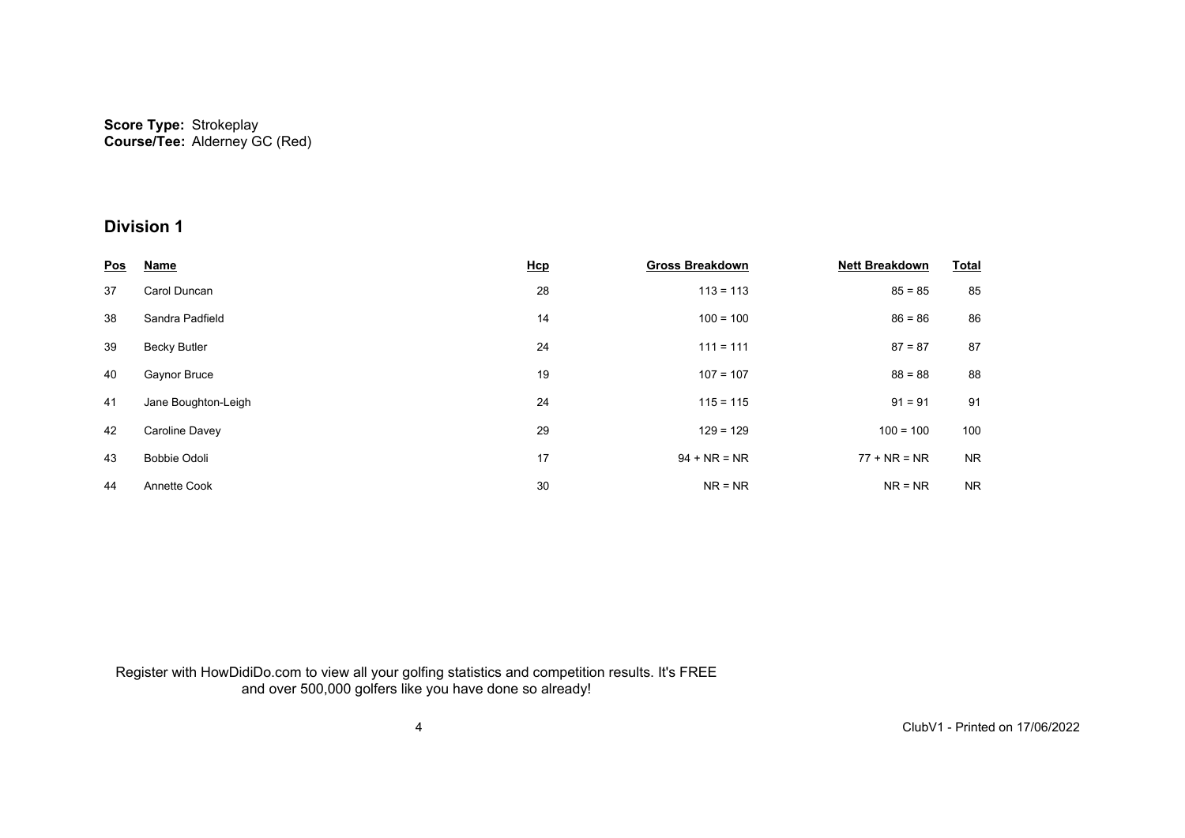**Score Type:** Strokeplay
**Course/Tee:** Alderney GC (Red)

## Division 1

| Pos | Name | Hcp | Gross Breakdown | Nett Breakdown | Total |
|---|---|---|---|---|---|
| 37 | Carol Duncan | 28 | 113 = 113 | 85 = 85 | 85 |
| 38 | Sandra Padfield | 14 | 100 = 100 | 86 = 86 | 86 |
| 39 | Becky Butler | 24 | 111 = 111 | 87 = 87 | 87 |
| 40 | Gaynor Bruce | 19 | 107 = 107 | 88 = 88 | 88 |
| 41 | Jane Boughton-Leigh | 24 | 115 = 115 | 91 = 91 | 91 |
| 42 | Caroline Davey | 29 | 129 = 129 | 100 = 100 | 100 |
| 43 | Bobbie Odoli | 17 | 94 + NR = NR | 77 + NR = NR | NR |
| 44 | Annette Cook | 30 | NR = NR | NR = NR | NR |

Register with HowDidiDo.com to view all your golfing statistics and competition results. It's FREE and over 500,000 golfers like you have done so already!

ClubV1 - Printed on 17/06/2022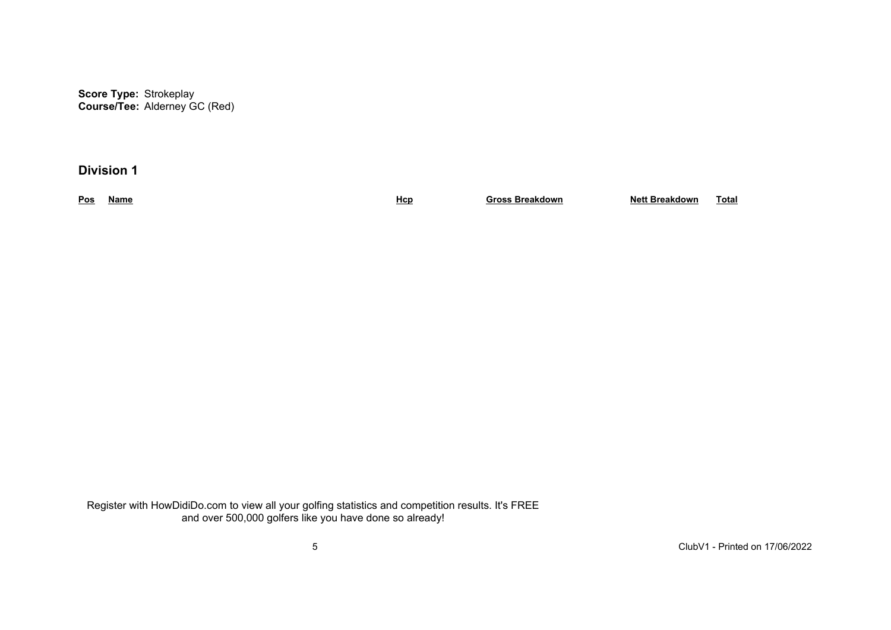**Score Type:** Strokeplay
**Course/Tee:** Alderney GC (Red)

## Division 1

| Pos | Name | Hcp | Gross Breakdown | Nett Breakdown | Total |
|---|---|---|---|---|---|

Register with HowDidiDo.com to view all your golfing statistics and competition results. It's FREE and over 500,000 golfers like you have done so already!

ClubV1 - Printed on 17/06/2022